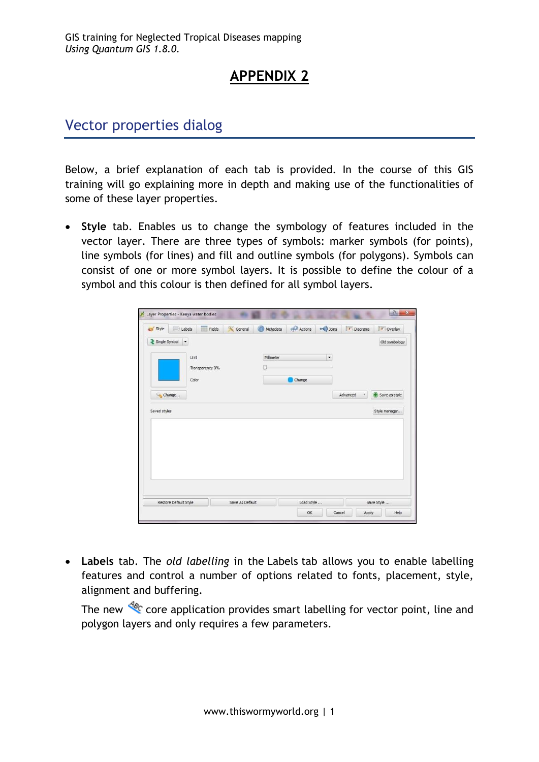# APPENDIX 2

## Vector properties dialog

Below, a brief explanation of each tab is provided. In the course of this GIS training will go explaining more in depth and making use of the functionalities of some of these layer properties.

- **Style** tab. Enables us to change the symbology of features included in the vector layer. There are three types of symbols: marker symbols (for points), line symbols (for lines) and fill and outline symbols (for polygons). Symbols can consist of one or more symbol layers. It is possible to define the colour of a symbol and this colour is then defined for all symbol layers.

- **Labels** tab. The *old labelling* in the Labels tab allows you to enable labelling features and control a number of options related to fonts, placement, style, alignment and buffering.

  The new core application provides smart labelling for vector point, line and polygon layers and only requires a few parameters.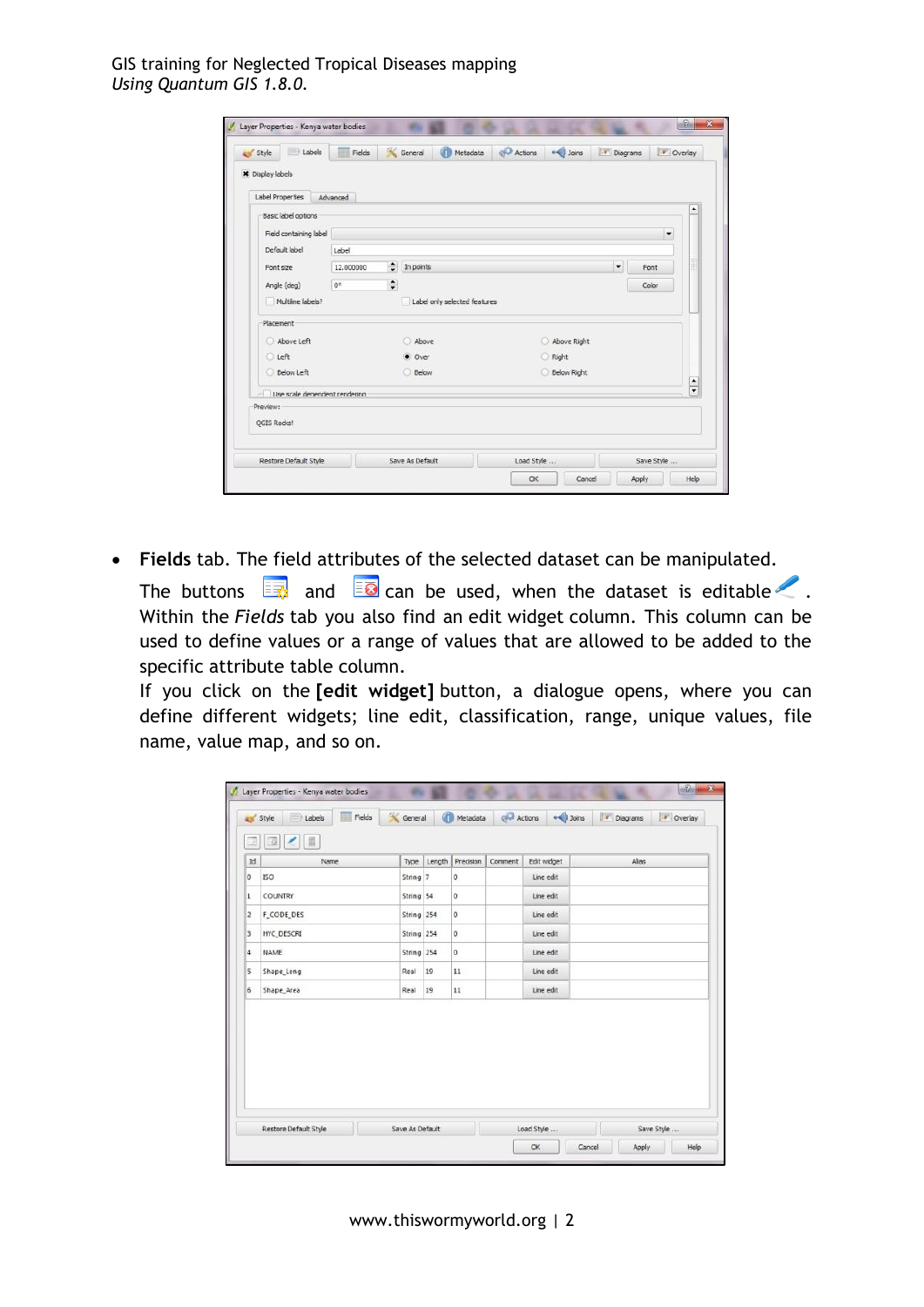- **Fields** tab. The field attributes of the selected dataset can be manipulated. The buttons and can be used, when the dataset is editable . Within the *Fields* tab you also find an edit widget column. This column can be used to define values or a range of values that are allowed to be added to the specific attribute table column.
  If you click on the **[edit widget]** button, a dialogue opens, where you can define different widgets; line edit, classification, range, unique values, file name, value map, and so on.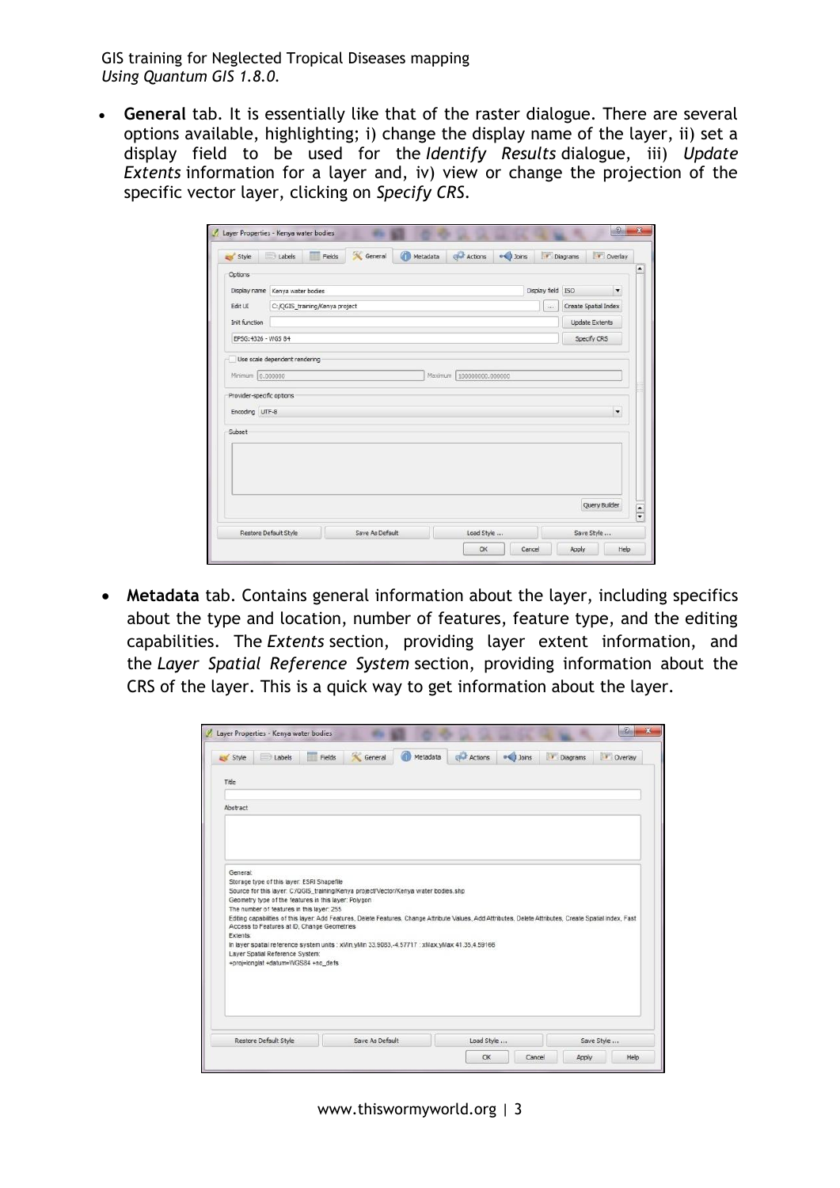- **General** tab. It is essentially like that of the raster dialogue. There are several options available, highlighting; i) change the display name of the layer, ii) set a display field to be used for the *Identify Results* dialogue, iii) *Update Extents* information for a layer and, iv) view or change the projection of the specific vector layer, clicking on *Specify CRS*.

- **Metadata** tab. Contains general information about the layer, including specifics about the type and location, number of features, feature type, and the editing capabilities. The *Extents* section, providing layer extent information, and the *Layer Spatial Reference System* section, providing information about the CRS of the layer. This is a quick way to get information about the layer.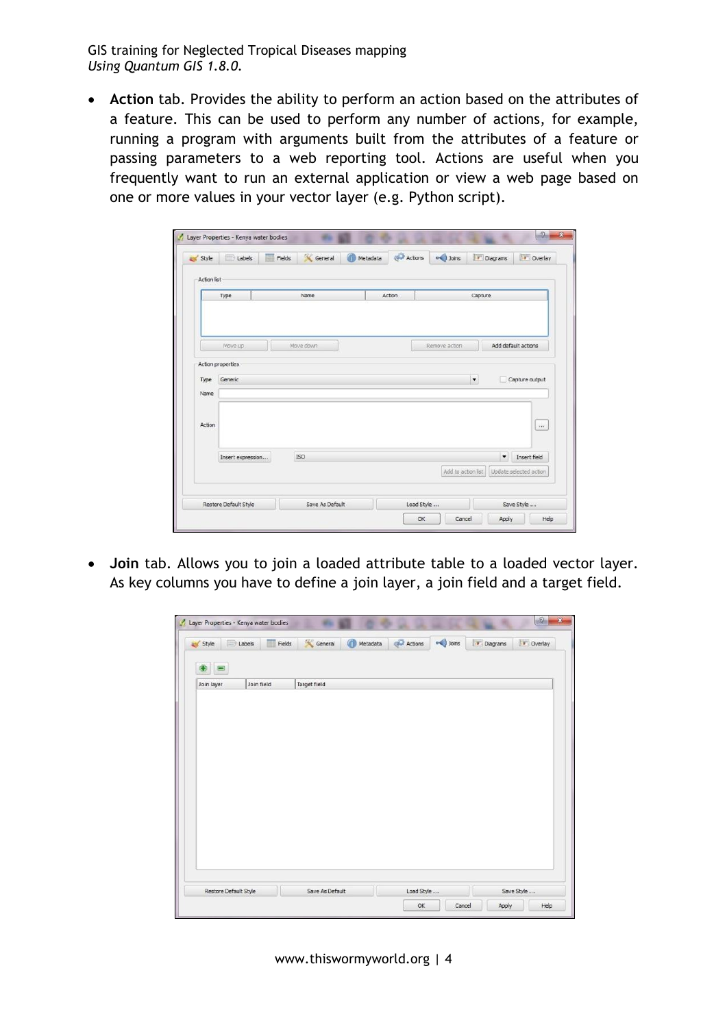- **Action** tab. Provides the ability to perform an action based on the attributes of a feature. This can be used to perform any number of actions, for example, running a program with arguments built from the attributes of a feature or passing parameters to a web reporting tool. Actions are useful when you frequently want to run an external application or view a web page based on one or more values in your vector layer (e.g. Python script).

- **Join** tab. Allows you to join a loaded attribute table to a loaded vector layer. As key columns you have to define a join layer, a join field and a target field.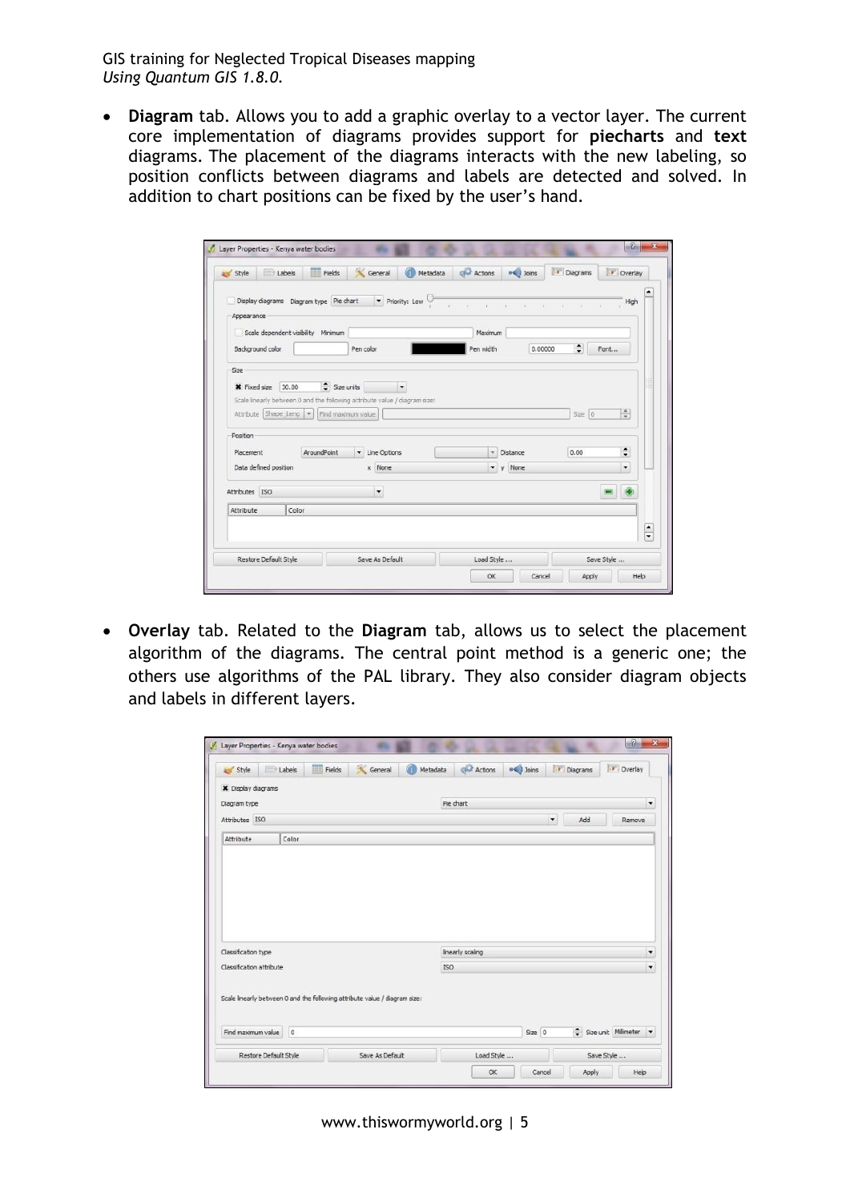- **Diagram** tab. Allows you to add a graphic overlay to a vector layer. The current core implementation of diagrams provides support for **piecharts** and **text** diagrams. The placement of the diagrams interacts with the new labeling, so position conflicts between diagrams and labels are detected and solved. In addition to chart positions can be fixed by the user's hand.

- **Overlay** tab. Related to the **Diagram** tab, allows us to select the placement algorithm of the diagrams. The central point method is a generic one; the others use algorithms of the PAL library. They also consider diagram objects and labels in different layers.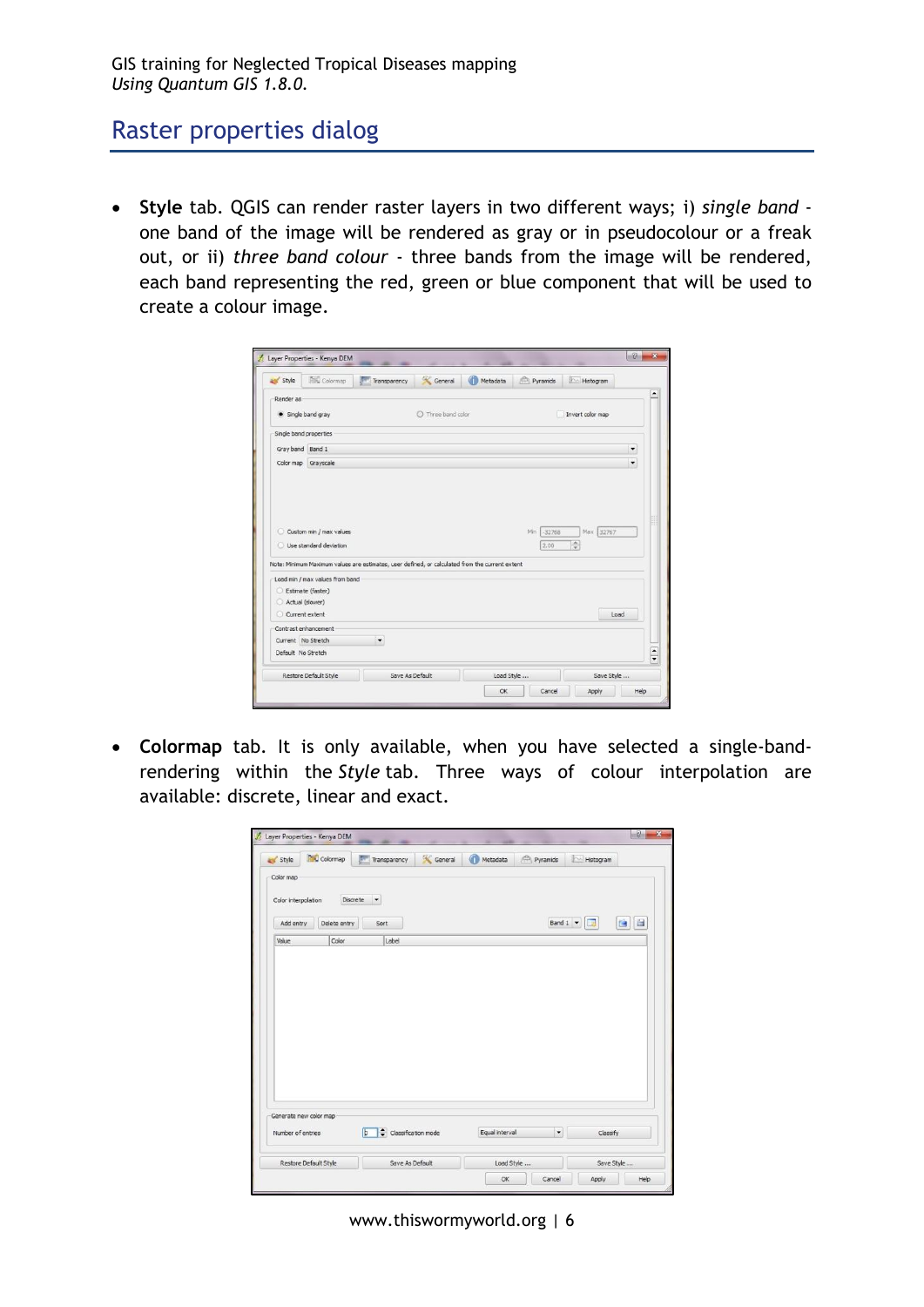## Raster properties dialog

- **Style** tab. QGIS can render raster layers in two different ways; i) *single band* - one band of the image will be rendered as gray or in pseudocolour or a freak out, or ii) *three band colour* - three bands from the image will be rendered, each band representing the red, green or blue component that will be used to create a colour image.

- **Colormap** tab. It is only available, when you have selected a single-band-rendering within the *Style* tab. Three ways of colour interpolation are available: discrete, linear and exact.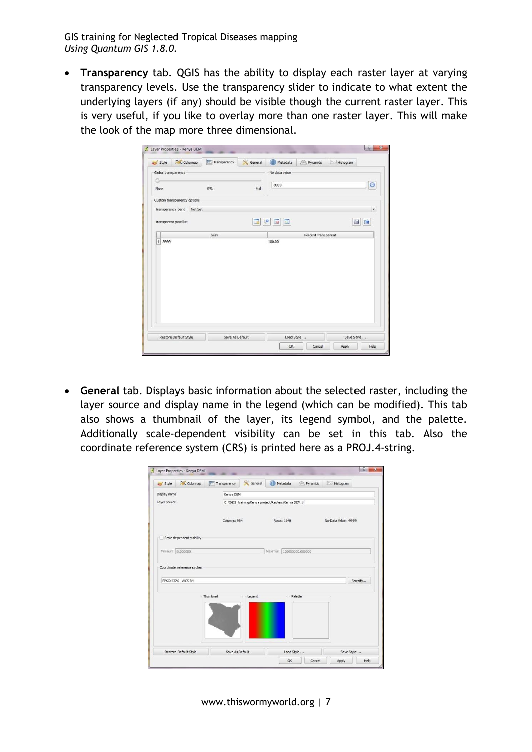- **Transparency** tab. QGIS has the ability to display each raster layer at varying transparency levels. Use the transparency slider to indicate to what extent the underlying layers (if any) should be visible though the current raster layer. This is very useful, if you like to overlay more than one raster layer. This will make the look of the map more three dimensional.

- **General** tab. Displays basic information about the selected raster, including the layer source and display name in the legend (which can be modified). This tab also shows a thumbnail of the layer, its legend symbol, and the palette. Additionally scale-dependent visibility can be set in this tab. Also the coordinate reference system (CRS) is printed here as a PROJ.4-string.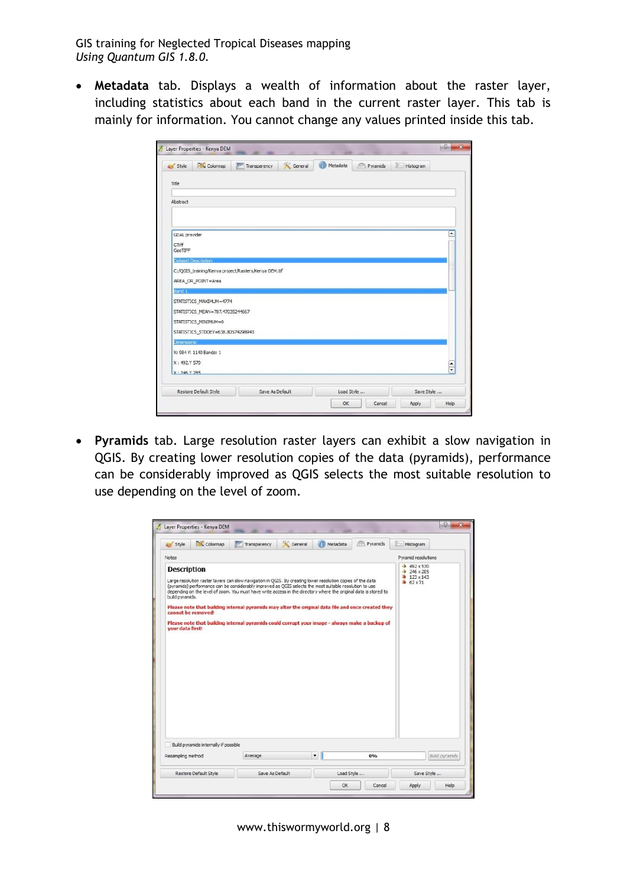- **Metadata** tab. Displays a wealth of information about the raster layer, including statistics about each band in the current raster layer. This tab is mainly for information. You cannot change any values printed inside this tab.

- **Pyramids** tab. Large resolution raster layers can exhibit a slow navigation in QGIS. By creating lower resolution copies of the data (pyramids), performance can be considerably improved as QGIS selects the most suitable resolution to use depending on the level of zoom.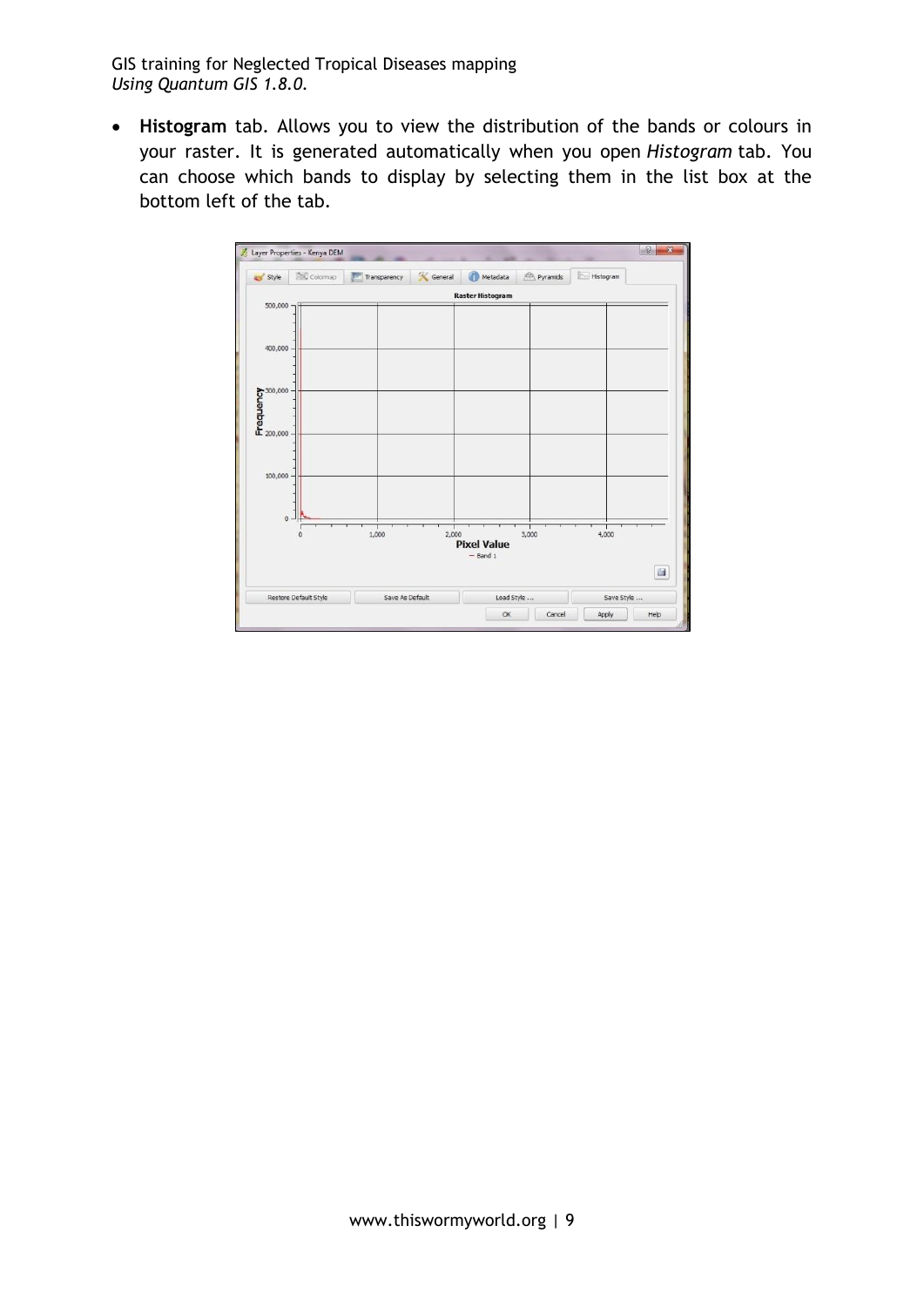- **Histogram** tab. Allows you to view the distribution of the bands or colours in your raster. It is generated automatically when you open *Histogram* tab. You can choose which bands to display by selecting them in the list box at the bottom left of the tab.

Layer Properties - Kenya DEM

Style | Colormap | Transparency | General | Metadata | Pyramids | Histogram

Raster Histogram

Frequency

500,000
400,000
300,000
200,000
100,000
0

0
1,000
2,000
3,000
4,000

Pixel Value

Band 1

Restore Default Style | Save As Default | Load Style ... | Save Style ...

OK | Cancel | Apply | Help